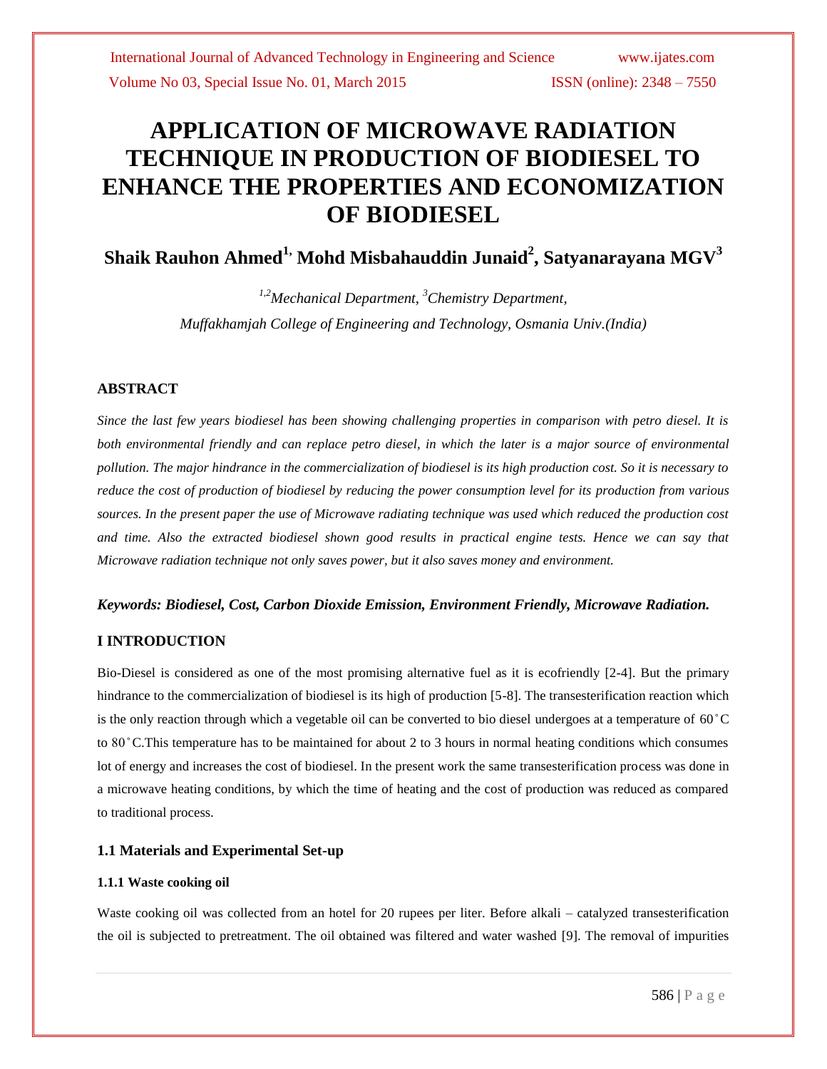# APPLICATION OF MICROWAVE RADIATION TECHNIQUE IN PRODUCTION OF BIODIESEL TO ENHANCE THE PROPERTIES AND ECONOMIZATION OF BIODIESEL

**Shaik Rauhon Ahmed[1,] Mohd Misbahauddin Junaid[2], Satyanarayana MGV[3]**

*[1,2]Mechanical Department, [3]Chemistry Department,*
*Muffakhamjah College of Engineering and Technology, Osmania Univ.(India)*

### ABSTRACT

*Since the last few years biodiesel has been showing challenging properties in comparison with petro diesel. It is both environmental friendly and can replace petro diesel, in which the later is a major source of environmental pollution. The major hindrance in the commercialization of biodiesel is its high production cost. So it is necessary to reduce the cost of production of biodiesel by reducing the power consumption level for its production from various sources. In the present paper the use of Microwave radiating technique was used which reduced the production cost and time. Also the extracted biodiesel shown good results in practical engine tests. Hence we can say that Microwave radiation technique not only saves power, but it also saves money and environment.*

***Keywords: Biodiesel, Cost, Carbon Dioxide Emission, Environment Friendly, Microwave Radiation.***

## I INTRODUCTION

Bio-Diesel is considered as one of the most promising alternative fuel as it is ecofriendly [2-4]. But the primary hindrance to the commercialization of biodiesel is its high of production [5-8]. The transesterification reaction which is the only reaction through which a vegetable oil can be converted to bio diesel undergoes at a temperature of 60˚C to 80˚C.This temperature has to be maintained for about 2 to 3 hours in normal heating conditions which consumes lot of energy and increases the cost of biodiesel. In the present work the same transesterification process was done in a microwave heating conditions, by which the time of heating and the cost of production was reduced as compared to traditional process.

### 1.1 Materials and Experimental Set-up

#### 1.1.1 Waste cooking oil

Waste cooking oil was collected from an hotel for 20 rupees per liter. Before alkali – catalyzed transesterification the oil is subjected to pretreatment. The oil obtained was filtered and water washed [9]. The removal of impurities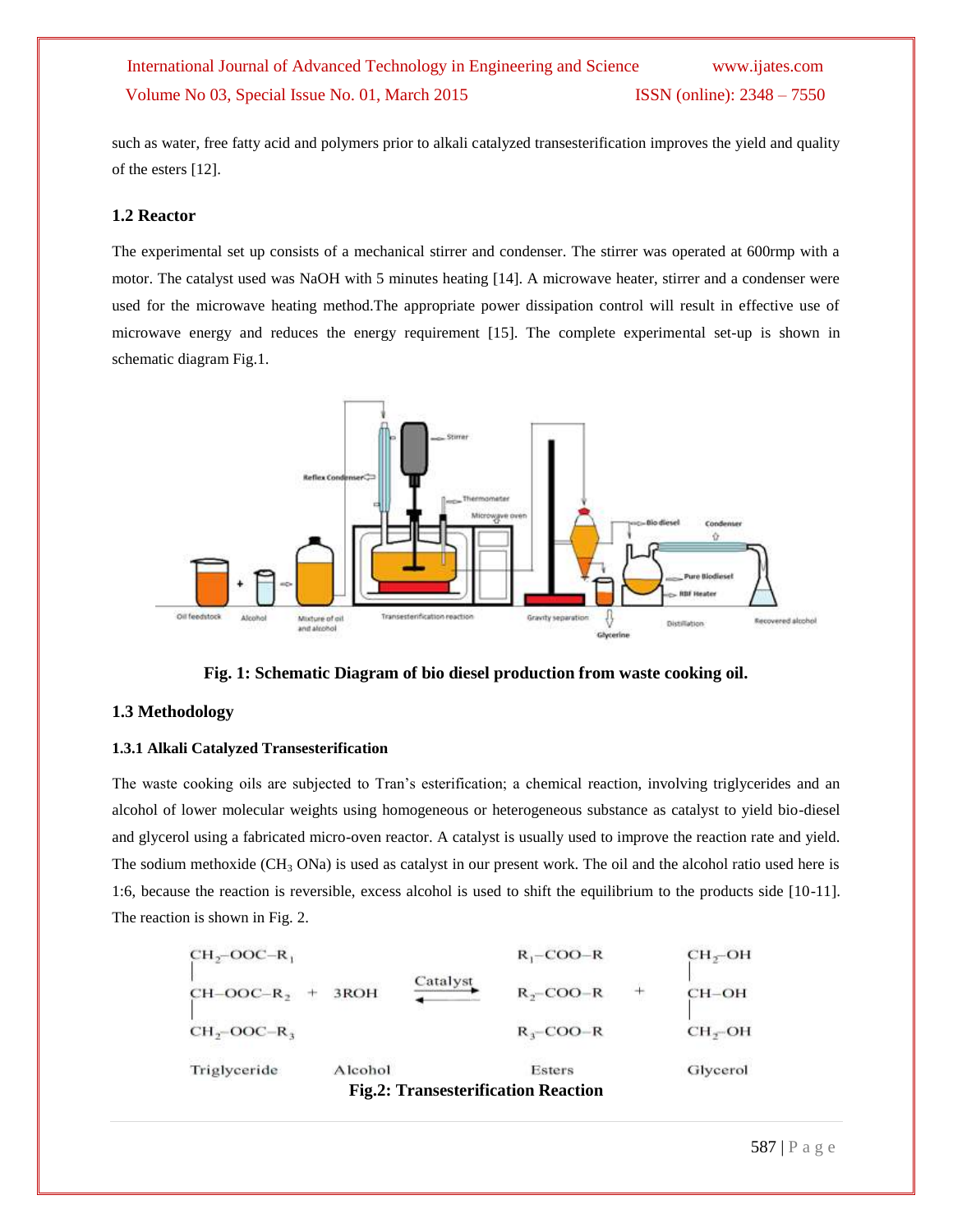such as water, free fatty acid and polymers prior to alkali catalyzed transesterification improves the yield and quality of the esters [12].

### 1.2 Reactor

The experimental set up consists of a mechanical stirrer and condenser. The stirrer was operated at 600rmp with a motor. The catalyst used was NaOH with 5 minutes heating [14]. A microwave heater, stirrer and a condenser were used for the microwave heating method.The appropriate power dissipation control will result in effective use of microwave energy and reduces the energy requirement [15]. The complete experimental set-up is shown in schematic diagram Fig.1.

**Fig. 1: Schematic Diagram of bio diesel production from waste cooking oil.**

### 1.3 Methodology

#### 1.3.1 Alkali Catalyzed Transesterification

The waste cooking oils are subjected to Tran's esterification; a chemical reaction, involving triglycerides and an alcohol of lower molecular weights using homogeneous or heterogeneous substance as catalyst to yield bio-diesel and glycerol using a fabricated micro-oven reactor. A catalyst is usually used to improve the reaction rate and yield. The sodium methoxide ($CH_3$ ONa) is used as catalyst in our present work. The oil and the alcohol ratio used here is 1:6, because the reaction is reversible, excess alcohol is used to shift the equilibrium to the products side [10-11]. The reaction is shown in Fig. 2.

$$
\begin{array}{lclcl}
CH_2{-}OOC{-}R_1 & & & R_1{-}COO{-}R & & CH_2{-}OH \\
CH{-}OOC{-}R_2 & + \; 3ROH & \xrightleftharpoons{\text{Catalyst}} & R_2{-}COO{-}R & + & CH{-}OH \\
CH_2{-}OOC{-}R_3 & & & R_3{-}COO{-}R & & CH_2{-}OH \\
\text{Triglyceride} & \text{Alcohol} & & \text{Esters} & & \text{Glycerol}
\end{array}
$$

**Fig.2: Transesterification Reaction**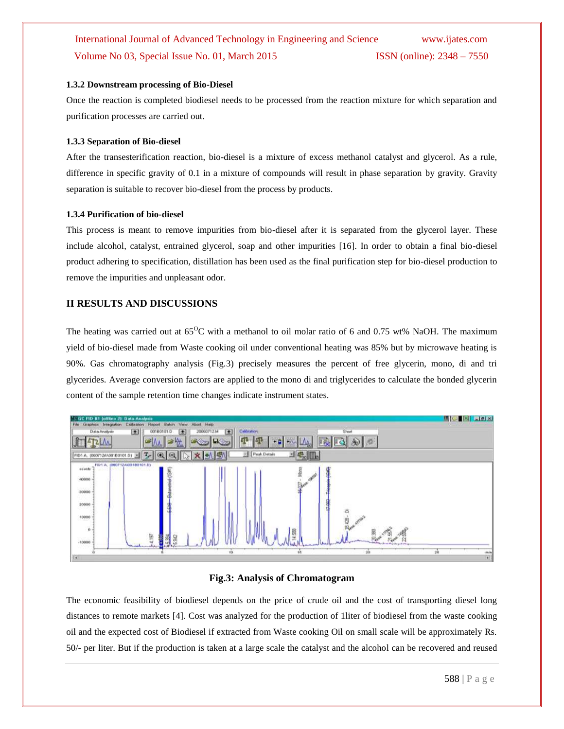### 1.3.2 Downstream processing of Bio-Diesel

Once the reaction is completed biodiesel needs to be processed from the reaction mixture for which separation and purification processes are carried out.

### 1.3.3 Separation of Bio-diesel

After the transesterification reaction, bio-diesel is a mixture of excess methanol catalyst and glycerol. As a rule, difference in specific gravity of 0.1 in a mixture of compounds will result in phase separation by gravity. Gravity separation is suitable to recover bio-diesel from the process by products.

### 1.3.4 Purification of bio-diesel

This process is meant to remove impurities from bio-diesel after it is separated from the glycerol layer. These include alcohol, catalyst, entrained glycerol, soap and other impurities [16]. In order to obtain a final bio-diesel product adhering to specification, distillation has been used as the final purification step for bio-diesel production to remove the impurities and unpleasant odor.

## II RESULTS AND DISCUSSIONS

The heating was carried out at 65$^{O}$C with a methanol to oil molar ratio of 6 and 0.75 wt% NaOH. The maximum yield of bio-diesel made from Waste cooking oil under conventional heating was 85% but by microwave heating is 90%. Gas chromatography analysis (Fig.3) precisely measures the percent of free glycerin, mono, di and tri glycerides. Average conversion factors are applied to the mono di and triglycerides to calculate the bonded glycerin content of the sample retention time changes indicate instrument states.

**Fig.3: Analysis of Chromatogram**

The economic feasibility of biodiesel depends on the price of crude oil and the cost of transporting diesel long distances to remote markets [4]. Cost was analyzed for the production of 1liter of biodiesel from the waste cooking oil and the expected cost of Biodiesel if extracted from Waste cooking Oil on small scale will be approximately Rs. 50/- per liter. But if the production is taken at a large scale the catalyst and the alcohol can be recovered and reused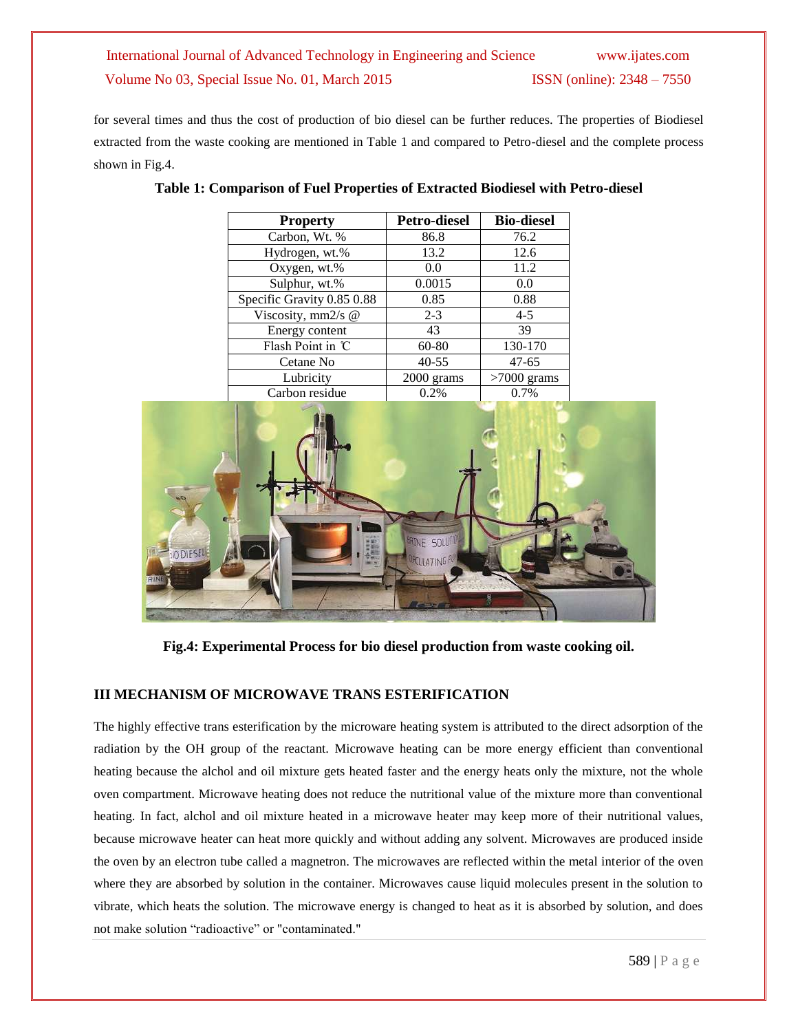for several times and thus the cost of production of bio diesel can be further reduces. The properties of Biodiesel extracted from the waste cooking are mentioned in Table 1 and compared to Petro-diesel and the complete process shown in Fig.4.

**Table 1: Comparison of Fuel Properties of Extracted Biodiesel with Petro-diesel**

| Property | Petro-diesel | Bio-diesel |
|---|---|---|
| Carbon, Wt. % | 86.8 | 76.2 |
| Hydrogen, wt.% | 13.2 | 12.6 |
| Oxygen, wt.% | 0.0 | 11.2 |
| Sulphur, wt.% | 0.0015 | 0.0 |
| Specific Gravity 0.85 0.88 | 0.85 | 0.88 |
| Viscosity, mm2/s @ | 2-3 | 4-5 |
| Energy content | 43 | 39 |
| Flash Point in ℃ | 60-80 | 130-170 |
| Cetane No | 40-55 | 47-65 |
| Lubricity | 2000 grams | >7000 grams |
| Carbon residue | 0.2% | 0.7% |

**Fig.4: Experimental Process for bio diesel production from waste cooking oil.**

## III MECHANISM OF MICROWAVE TRANS ESTERIFICATION

The highly effective trans esterification by the microware heating system is attributed to the direct adsorption of the radiation by the OH group of the reactant. Microwave heating can be more energy efficient than conventional heating because the alchol and oil mixture gets heated faster and the energy heats only the mixture, not the whole oven compartment. Microwave heating does not reduce the nutritional value of the mixture more than conventional heating. In fact, alchol and oil mixture heated in a microwave heater may keep more of their nutritional values, because microwave heater can heat more quickly and without adding any solvent. Microwaves are produced inside the oven by an electron tube called a magnetron. The microwaves are reflected within the metal interior of the oven where they are absorbed by solution in the container. Microwaves cause liquid molecules present in the solution to vibrate, which heats the solution. The microwave energy is changed to heat as it is absorbed by solution, and does not make solution "radioactive" or "contaminated."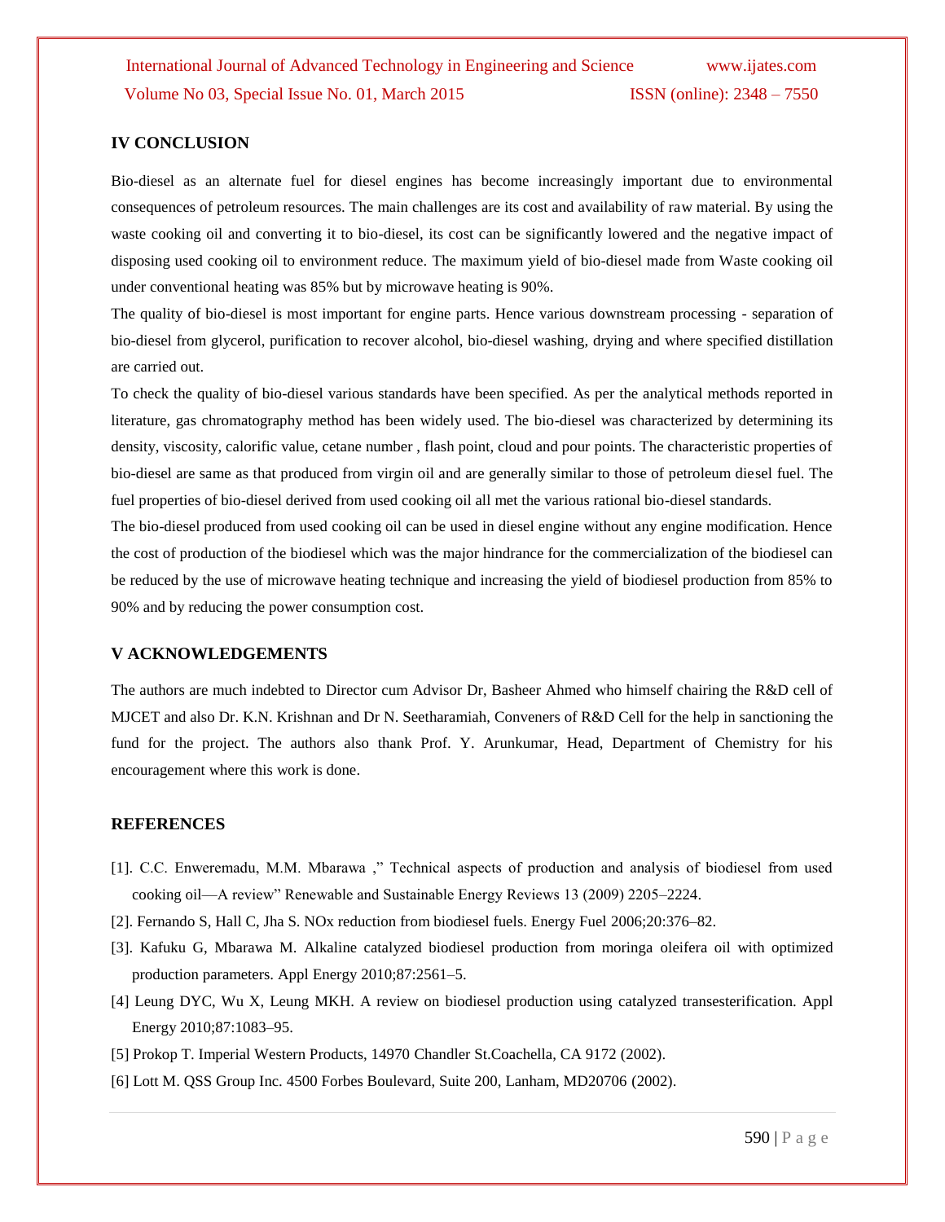## IV CONCLUSION

Bio-diesel as an alternate fuel for diesel engines has become increasingly important due to environmental consequences of petroleum resources. The main challenges are its cost and availability of raw material. By using the waste cooking oil and converting it to bio-diesel, its cost can be significantly lowered and the negative impact of disposing used cooking oil to environment reduce. The maximum yield of bio-diesel made from Waste cooking oil under conventional heating was 85% but by microwave heating is 90%.

The quality of bio-diesel is most important for engine parts. Hence various downstream processing - separation of bio-diesel from glycerol, purification to recover alcohol, bio-diesel washing, drying and where specified distillation are carried out.

To check the quality of bio-diesel various standards have been specified. As per the analytical methods reported in literature, gas chromatography method has been widely used. The bio-diesel was characterized by determining its density, viscosity, calorific value, cetane number , flash point, cloud and pour points. The characteristic properties of bio-diesel are same as that produced from virgin oil and are generally similar to those of petroleum diesel fuel. The fuel properties of bio-diesel derived from used cooking oil all met the various rational bio-diesel standards.

The bio-diesel produced from used cooking oil can be used in diesel engine without any engine modification. Hence the cost of production of the biodiesel which was the major hindrance for the commercialization of the biodiesel can be reduced by the use of microwave heating technique and increasing the yield of biodiesel production from 85% to 90% and by reducing the power consumption cost.

## V ACKNOWLEDGEMENTS

The authors are much indebted to Director cum Advisor Dr, Basheer Ahmed who himself chairing the R&D cell of MJCET and also Dr. K.N. Krishnan and Dr N. Seetharamiah, Conveners of R&D Cell for the help in sanctioning the fund for the project. The authors also thank Prof. Y. Arunkumar, Head, Department of Chemistry for his encouragement where this work is done.

## REFERENCES

[1]. C.C. Enweremadu, M.M. Mbarawa ," Technical aspects of production and analysis of biodiesel from used cooking oil—A review" Renewable and Sustainable Energy Reviews 13 (2009) 2205–2224.

[2]. Fernando S, Hall C, Jha S. NOx reduction from biodiesel fuels. Energy Fuel 2006;20:376–82.

[3]. Kafuku G, Mbarawa M. Alkaline catalyzed biodiesel production from moringa oleifera oil with optimized production parameters. Appl Energy 2010;87:2561–5.

[4] Leung DYC, Wu X, Leung MKH. A review on biodiesel production using catalyzed transesterification. Appl Energy 2010;87:1083–95.

[5] Prokop T. Imperial Western Products, 14970 Chandler St.Coachella, CA 9172 (2002).

[6] Lott M. QSS Group Inc. 4500 Forbes Boulevard, Suite 200, Lanham, MD20706 (2002).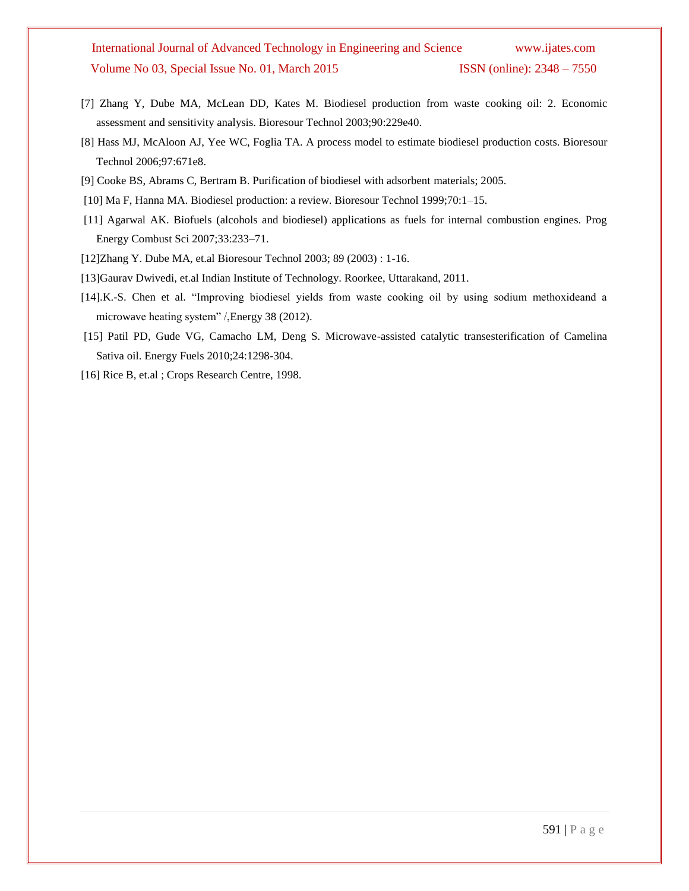[7] Zhang Y, Dube MA, McLean DD, Kates M. Biodiesel production from waste cooking oil: 2. Economic assessment and sensitivity analysis. Bioresour Technol 2003;90:229e40.

[8] Hass MJ, McAloon AJ, Yee WC, Foglia TA. A process model to estimate biodiesel production costs. Bioresour Technol 2006;97:671e8.

[9] Cooke BS, Abrams C, Bertram B. Purification of biodiesel with adsorbent materials; 2005.

[10] Ma F, Hanna MA. Biodiesel production: a review. Bioresour Technol 1999;70:1–15.

[11] Agarwal AK. Biofuels (alcohols and biodiesel) applications as fuels for internal combustion engines. Prog Energy Combust Sci 2007;33:233–71.

[12]Zhang Y. Dube MA, et.al Bioresour Technol 2003; 89 (2003) : 1-16.

[13]Gaurav Dwivedi, et.al Indian Institute of Technology. Roorkee, Uttarakand, 2011.

[14].K.-S. Chen et al. "Improving biodiesel yields from waste cooking oil by using sodium methoxideand a microwave heating system" /,Energy 38 (2012).

[15] Patil PD, Gude VG, Camacho LM, Deng S. Microwave-assisted catalytic transesterification of Camelina Sativa oil. Energy Fuels 2010;24:1298-304.

[16] Rice B, et.al ; Crops Research Centre, 1998.